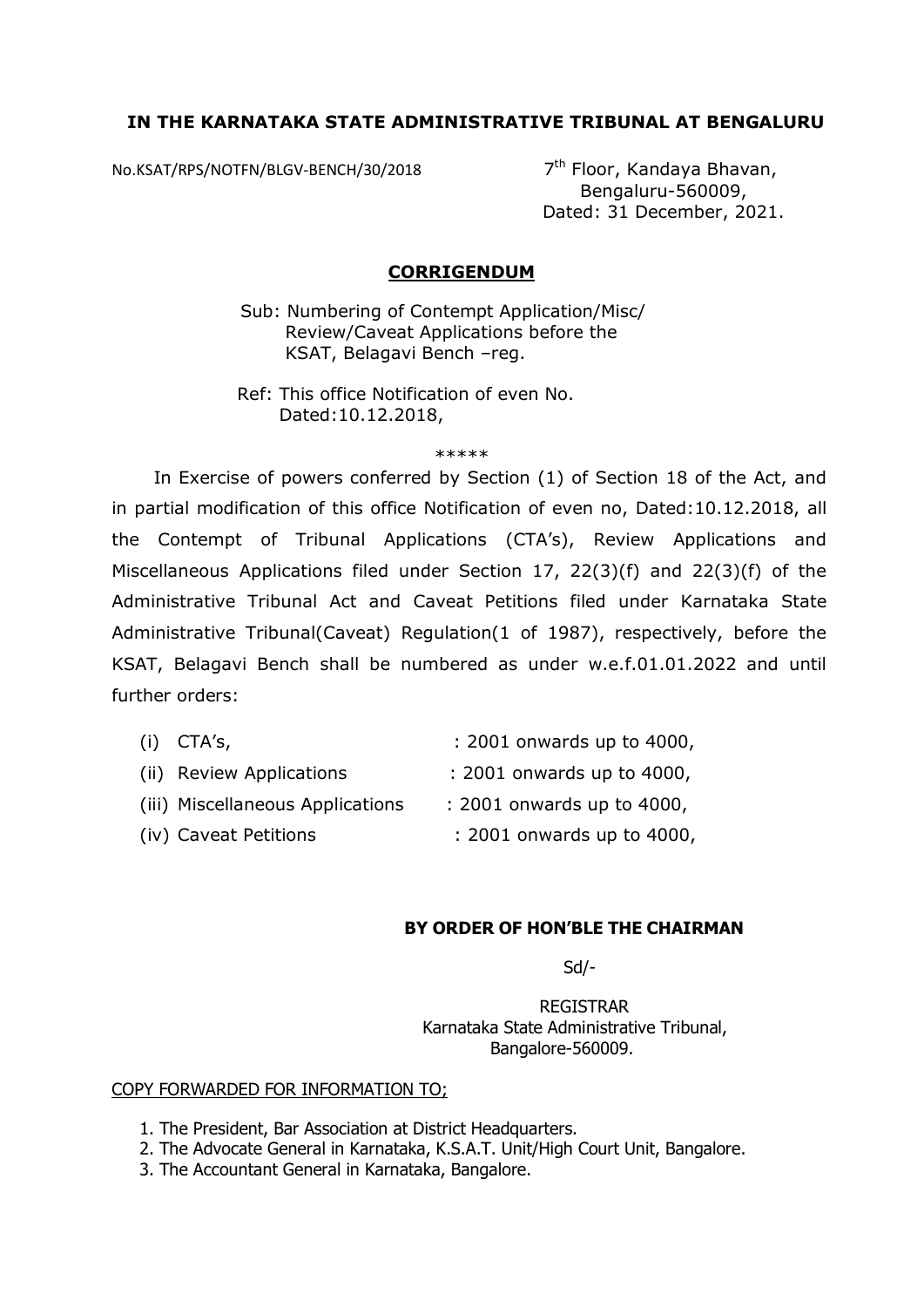**IN THE KARNATAKA STATE ADMINISTRATIVE TRIBUNAL AT BENGALURU**

No.KSAT/RPS/NOTFN/BLGV-BENCH/30/2018

7th Floor, Kandaya Bhavan,
Bengaluru-560009,
Dated: 31 December, 2021.

## CORRIGENDUM

Sub: Numbering of Contempt Application/Misc/ Review/Caveat Applications before the KSAT, Belagavi Bench –reg.

Ref: This office Notification of even No. Dated:10.12.2018,

\*\*\*\*\*

In Exercise of powers conferred by Section (1) of Section 18 of the Act, and in partial modification of this office Notification of even no, Dated:10.12.2018, all the Contempt of Tribunal Applications (CTA's), Review Applications and Miscellaneous Applications filed under Section 17, 22(3)(f) and 22(3)(f) of the Administrative Tribunal Act and Caveat Petitions filed under Karnataka State Administrative Tribunal(Caveat) Regulation(1 of 1987), respectively, before the KSAT, Belagavi Bench shall be numbered as under w.e.f.01.01.2022 and until further orders:

(i) CTA's, : 2001 onwards up to 4000,

(ii) Review Applications : 2001 onwards up to 4000,

(iii) Miscellaneous Applications : 2001 onwards up to 4000,

(iv) Caveat Petitions : 2001 onwards up to 4000,

**BY ORDER OF HON'BLE THE CHAIRMAN**

Sd/-

REGISTRAR
Karnataka State Administrative Tribunal,
Bangalore-560009.

COPY FORWARDED FOR INFORMATION TO;

1. The President, Bar Association at District Headquarters.
2. The Advocate General in Karnataka, K.S.A.T. Unit/High Court Unit, Bangalore.
3. The Accountant General in Karnataka, Bangalore.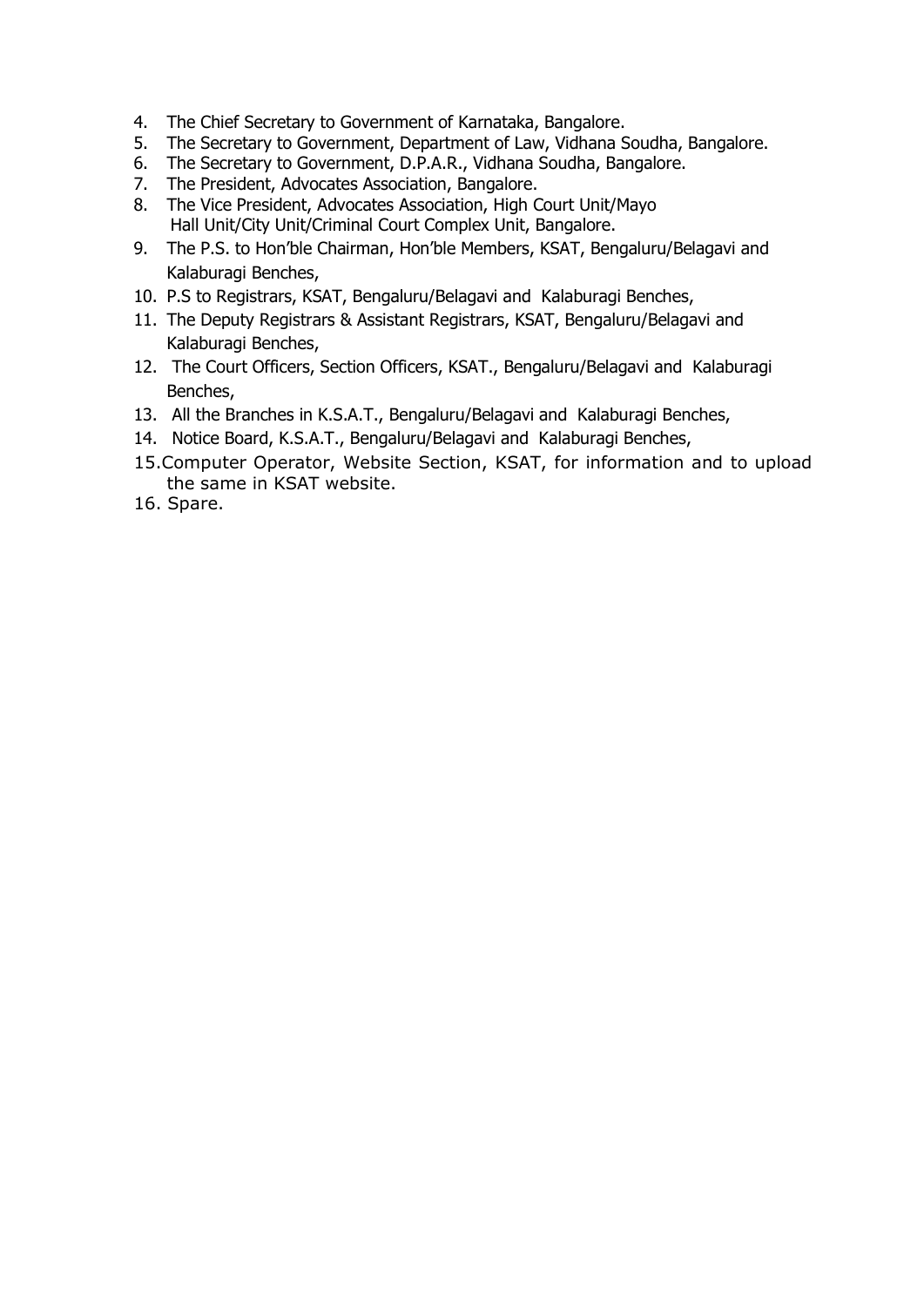4. The Chief Secretary to Government of Karnataka, Bangalore.
5. The Secretary to Government, Department of Law, Vidhana Soudha, Bangalore.
6. The Secretary to Government, D.P.A.R., Vidhana Soudha, Bangalore.
7. The President, Advocates Association, Bangalore.
8. The Vice President, Advocates Association, High Court Unit/Mayo Hall Unit/City Unit/Criminal Court Complex Unit, Bangalore.
9. The P.S. to Hon'ble Chairman, Hon'ble Members, KSAT, Bengaluru/Belagavi and Kalaburagi Benches,
10. P.S to Registrars, KSAT, Bengaluru/Belagavi and Kalaburagi Benches,
11. The Deputy Registrars & Assistant Registrars, KSAT, Bengaluru/Belagavi and Kalaburagi Benches,
12. The Court Officers, Section Officers, KSAT., Bengaluru/Belagavi and Kalaburagi Benches,
13. All the Branches in K.S.A.T., Bengaluru/Belagavi and Kalaburagi Benches,
14. Notice Board, K.S.A.T., Bengaluru/Belagavi and Kalaburagi Benches,
15. Computer Operator, Website Section, KSAT, for information and to upload the same in KSAT website.
16. Spare.